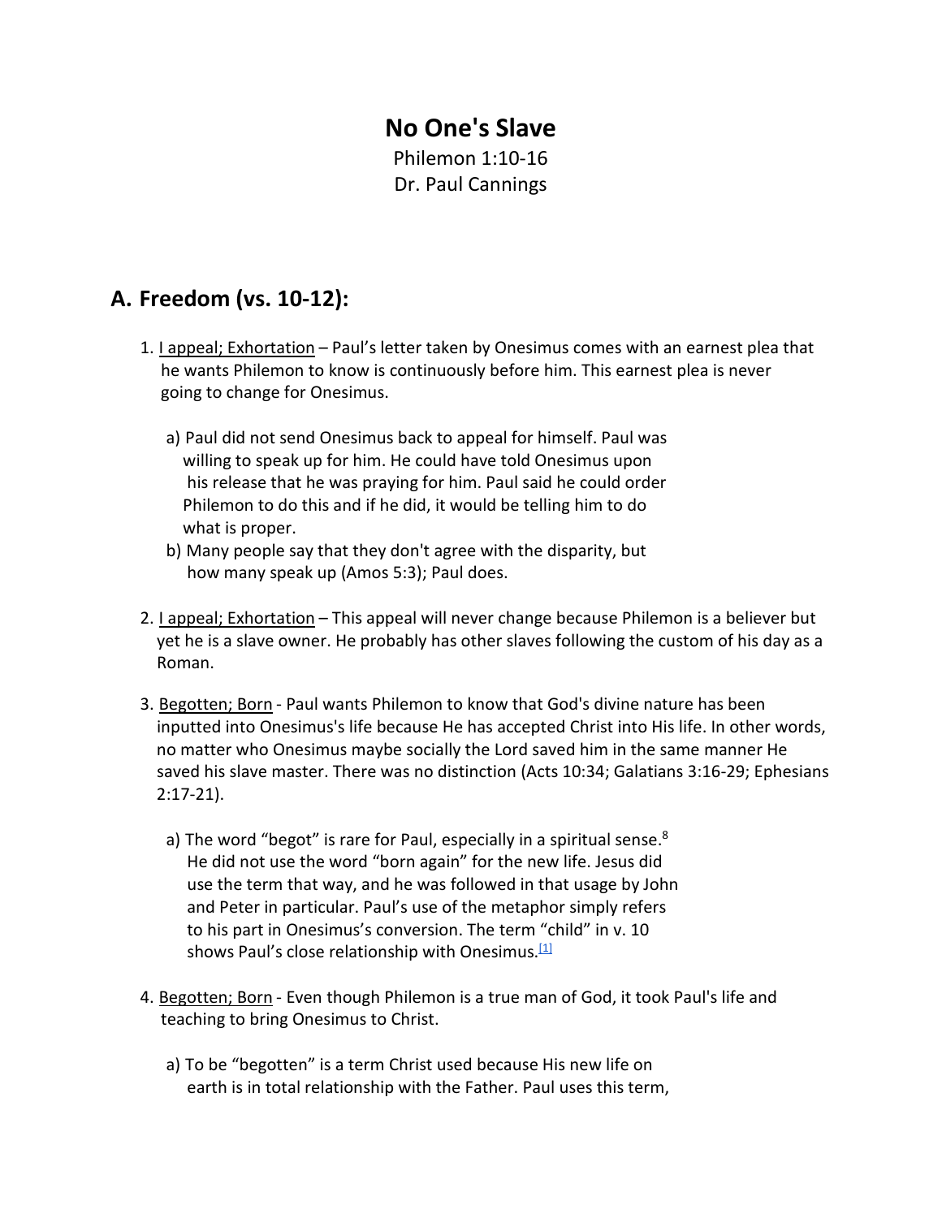# No One's Slave

Philemon 1:10-16
Dr. Paul Cannings

## A. Freedom (vs. 10-12):

1. I appeal; Exhortation – Paul's letter taken by Onesimus comes with an earnest plea that he wants Philemon to know is continuously before him. This earnest plea is never going to change for Onesimus.

   a) Paul did not send Onesimus back to appeal for himself. Paul was willing to speak up for him. He could have told Onesimus upon his release that he was praying for him. Paul said he could order Philemon to do this and if he did, it would be telling him to do what is proper.
   b) Many people say that they don't agree with the disparity, but how many speak up (Amos 5:3); Paul does.

2. I appeal; Exhortation – This appeal will never change because Philemon is a believer but yet he is a slave owner. He probably has other slaves following the custom of his day as a Roman.

3. Begotten; Born - Paul wants Philemon to know that God's divine nature has been inputted into Onesimus's life because He has accepted Christ into His life. In other words, no matter who Onesimus maybe socially the Lord saved him in the same manner He saved his slave master. There was no distinction (Acts 10:34; Galatians 3:16-29; Ephesians 2:17-21).

   a) The word "begot" is rare for Paul, especially in a spiritual sense.[8] He did not use the word "born again" for the new life. Jesus did use the term that way, and he was followed in that usage by John and Peter in particular. Paul's use of the metaphor simply refers to his part in Onesimus's conversion. The term "child" in v. 10 shows Paul's close relationship with Onesimus.[1]

4. Begotten; Born - Even though Philemon is a true man of God, it took Paul's life and teaching to bring Onesimus to Christ.

   a) To be "begotten" is a term Christ used because His new life on earth is in total relationship with the Father. Paul uses this term,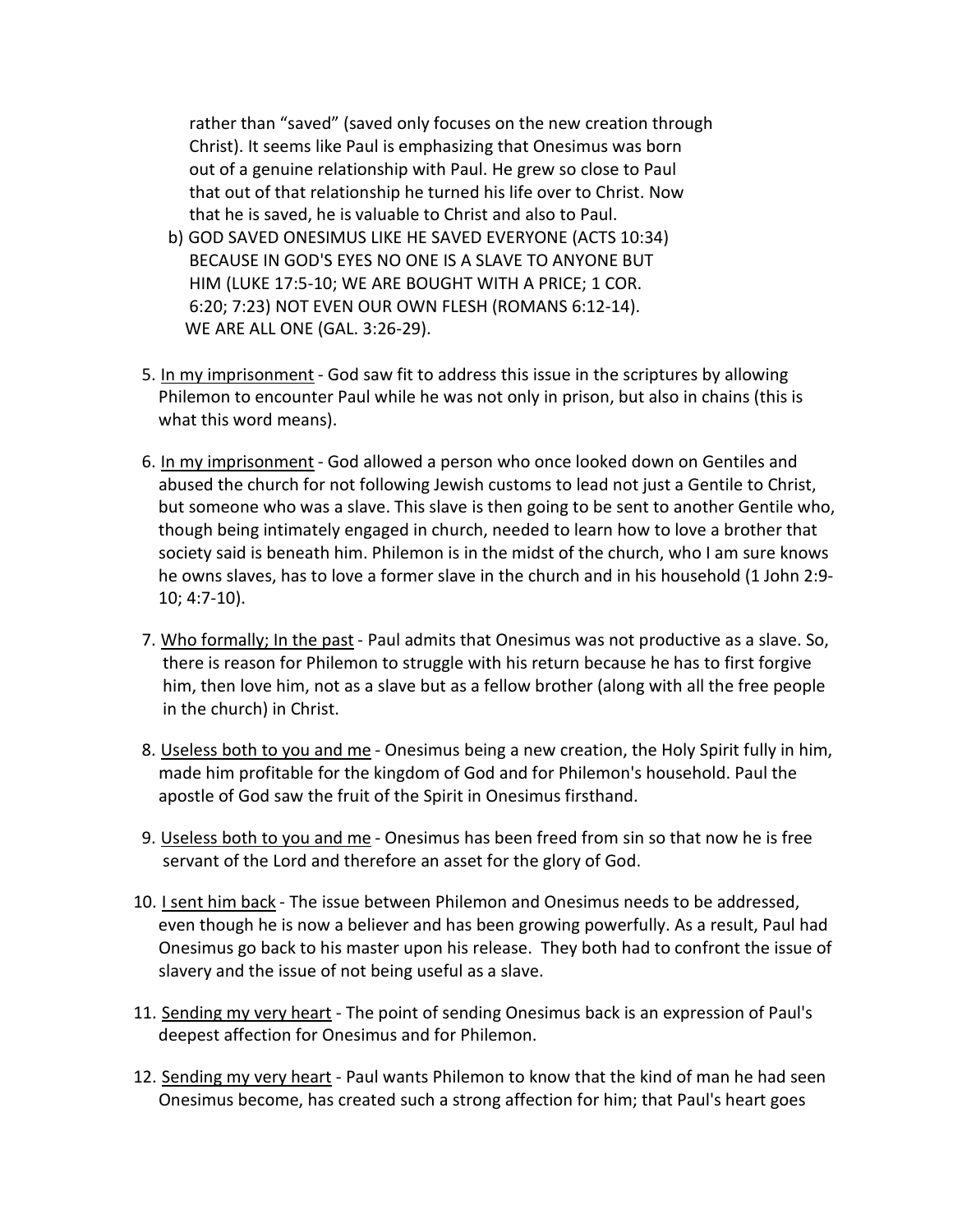rather than "saved" (saved only focuses on the new creation through Christ). It seems like Paul is emphasizing that Onesimus was born out of a genuine relationship with Paul. He grew so close to Paul that out of that relationship he turned his life over to Christ. Now that he is saved, he is valuable to Christ and also to Paul.

b) GOD SAVED ONESIMUS LIKE HE SAVED EVERYONE (ACTS 10:34) BECAUSE IN GOD'S EYES NO ONE IS A SLAVE TO ANYONE BUT HIM (LUKE 17:5-10; WE ARE BOUGHT WITH A PRICE; 1 COR. 6:20; 7:23) NOT EVEN OUR OWN FLESH (ROMANS 6:12-14). WE ARE ALL ONE (GAL. 3:26-29).

5. <u>In my imprisonment</u> - God saw fit to address this issue in the scriptures by allowing Philemon to encounter Paul while he was not only in prison, but also in chains (this is what this word means).

6. <u>In my imprisonment</u> - God allowed a person who once looked down on Gentiles and abused the church for not following Jewish customs to lead not just a Gentile to Christ, but someone who was a slave. This slave is then going to be sent to another Gentile who, though being intimately engaged in church, needed to learn how to love a brother that society said is beneath him. Philemon is in the midst of the church, who I am sure knows he owns slaves, has to love a former slave in the church and in his household (1 John 2:9-10; 4:7-10).

7. <u>Who formally; In the past</u> - Paul admits that Onesimus was not productive as a slave. So, there is reason for Philemon to struggle with his return because he has to first forgive him, then love him, not as a slave but as a fellow brother (along with all the free people in the church) in Christ.

8. <u>Useless both to you and me</u> - Onesimus being a new creation, the Holy Spirit fully in him, made him profitable for the kingdom of God and for Philemon's household. Paul the apostle of God saw the fruit of the Spirit in Onesimus firsthand.

9. <u>Useless both to you and me</u> - Onesimus has been freed from sin so that now he is free servant of the Lord and therefore an asset for the glory of God.

10. <u>I sent him back</u> - The issue between Philemon and Onesimus needs to be addressed, even though he is now a believer and has been growing powerfully. As a result, Paul had Onesimus go back to his master upon his release. They both had to confront the issue of slavery and the issue of not being useful as a slave.

11. <u>Sending my very heart</u> - The point of sending Onesimus back is an expression of Paul's deepest affection for Onesimus and for Philemon.

12. <u>Sending my very heart</u> - Paul wants Philemon to know that the kind of man he had seen Onesimus become, has created such a strong affection for him; that Paul's heart goes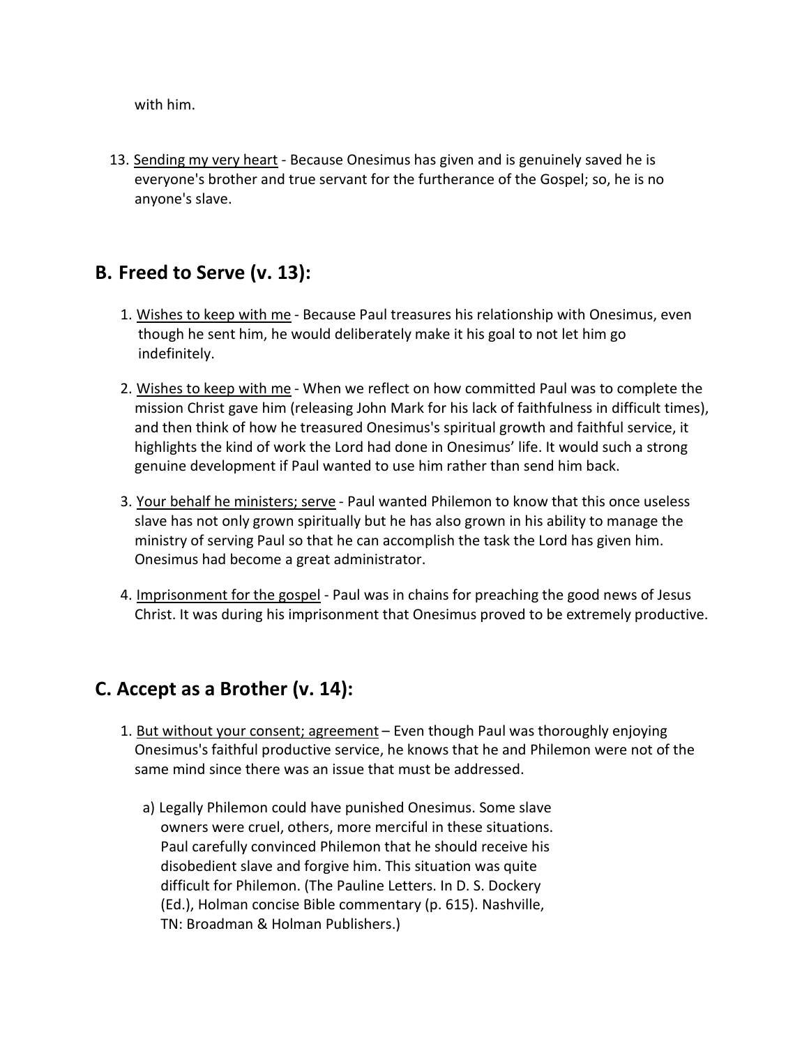with him.

13. <u>Sending my very heart</u> - Because Onesimus has given and is genuinely saved he is everyone's brother and true servant for the furtherance of the Gospel; so, he is no anyone's slave.

## B. Freed to Serve (v. 13):

1. <u>Wishes to keep with me</u> - Because Paul treasures his relationship with Onesimus, even though he sent him, he would deliberately make it his goal to not let him go indefinitely.

2. <u>Wishes to keep with me</u> - When we reflect on how committed Paul was to complete the mission Christ gave him (releasing John Mark for his lack of faithfulness in difficult times), and then think of how he treasured Onesimus's spiritual growth and faithful service, it highlights the kind of work the Lord had done in Onesimus' life. It would such a strong genuine development if Paul wanted to use him rather than send him back.

3. <u>Your behalf he ministers; serve</u> - Paul wanted Philemon to know that this once useless slave has not only grown spiritually but he has also grown in his ability to manage the ministry of serving Paul so that he can accomplish the task the Lord has given him. Onesimus had become a great administrator.

4. <u>Imprisonment for the gospel</u> - Paul was in chains for preaching the good news of Jesus Christ. It was during his imprisonment that Onesimus proved to be extremely productive.

## C. Accept as a Brother (v. 14):

1. <u>But without your consent; agreement</u> – Even though Paul was thoroughly enjoying Onesimus's faithful productive service, he knows that he and Philemon were not of the same mind since there was an issue that must be addressed.

   a) Legally Philemon could have punished Onesimus. Some slave owners were cruel, others, more merciful in these situations. Paul carefully convinced Philemon that he should receive his disobedient slave and forgive him. This situation was quite difficult for Philemon. (The Pauline Letters. In D. S. Dockery (Ed.), Holman concise Bible commentary (p. 615). Nashville, TN: Broadman & Holman Publishers.)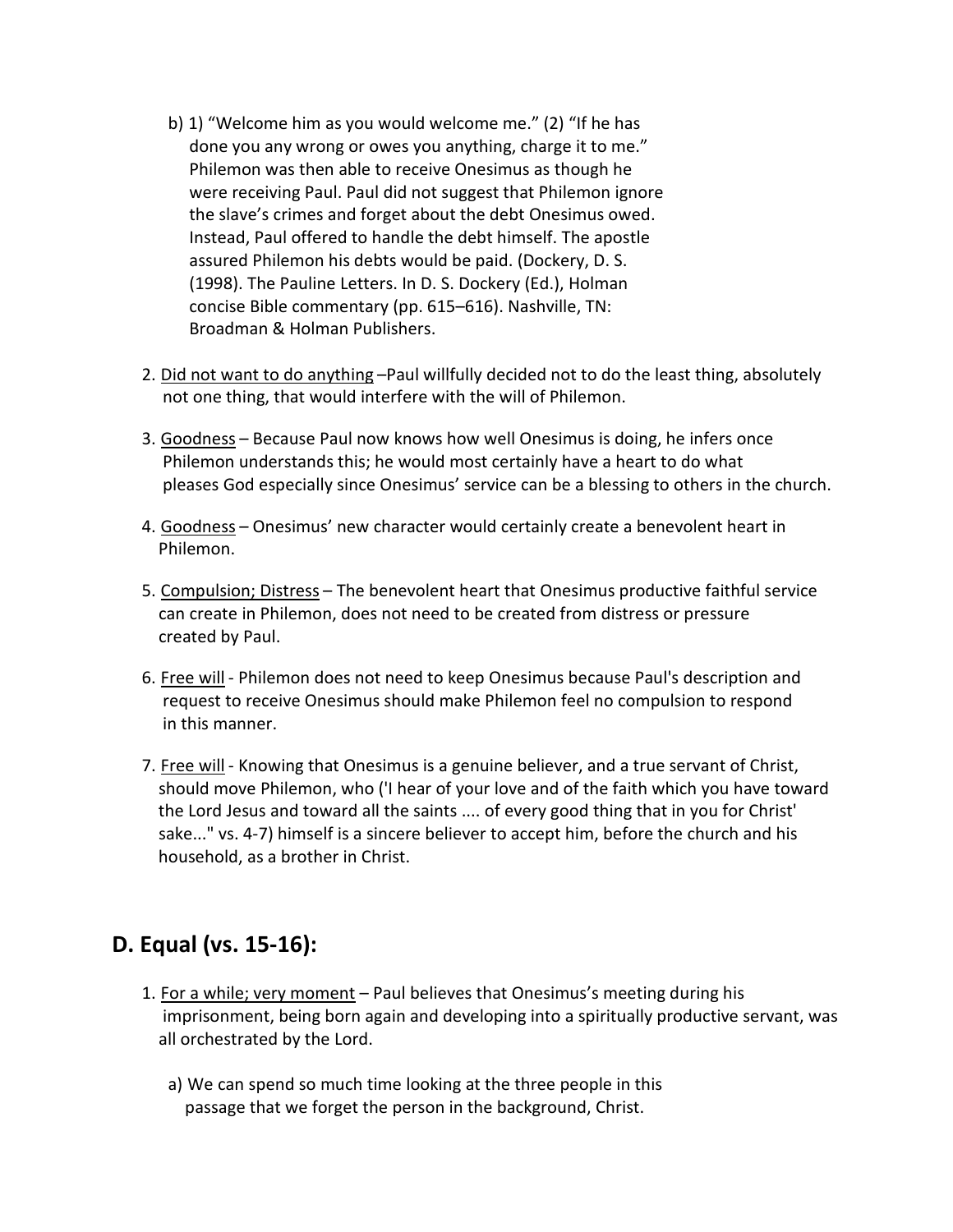b) 1) "Welcome him as you would welcome me." (2) "If he has done you any wrong or owes you anything, charge it to me." Philemon was then able to receive Onesimus as though he were receiving Paul. Paul did not suggest that Philemon ignore the slave's crimes and forget about the debt Onesimus owed. Instead, Paul offered to handle the debt himself. The apostle assured Philemon his debts would be paid. (Dockery, D. S. (1998). The Pauline Letters. In D. S. Dockery (Ed.), Holman concise Bible commentary (pp. 615–616). Nashville, TN: Broadman & Holman Publishers.

2. <u>Did not want to do anything</u> –Paul willfully decided not to do the least thing, absolutely not one thing, that would interfere with the will of Philemon.

3. <u>Goodness</u> – Because Paul now knows how well Onesimus is doing, he infers once Philemon understands this; he would most certainly have a heart to do what pleases God especially since Onesimus' service can be a blessing to others in the church.

4. <u>Goodness</u> – Onesimus' new character would certainly create a benevolent heart in Philemon.

5. <u>Compulsion; Distress</u> – The benevolent heart that Onesimus productive faithful service can create in Philemon, does not need to be created from distress or pressure created by Paul.

6. <u>Free will</u> - Philemon does not need to keep Onesimus because Paul's description and request to receive Onesimus should make Philemon feel no compulsion to respond in this manner.

7. <u>Free will</u> - Knowing that Onesimus is a genuine believer, and a true servant of Christ, should move Philemon, who ('I hear of your love and of the faith which you have toward the Lord Jesus and toward all the saints .... of every good thing that in you for Christ' sake..." vs. 4-7) himself is a sincere believer to accept him, before the church and his household, as a brother in Christ.

## D. Equal (vs. 15-16):

1. <u>For a while; very moment</u> – Paul believes that Onesimus's meeting during his imprisonment, being born again and developing into a spiritually productive servant, was all orchestrated by the Lord.

   a) We can spend so much time looking at the three people in this passage that we forget the person in the background, Christ.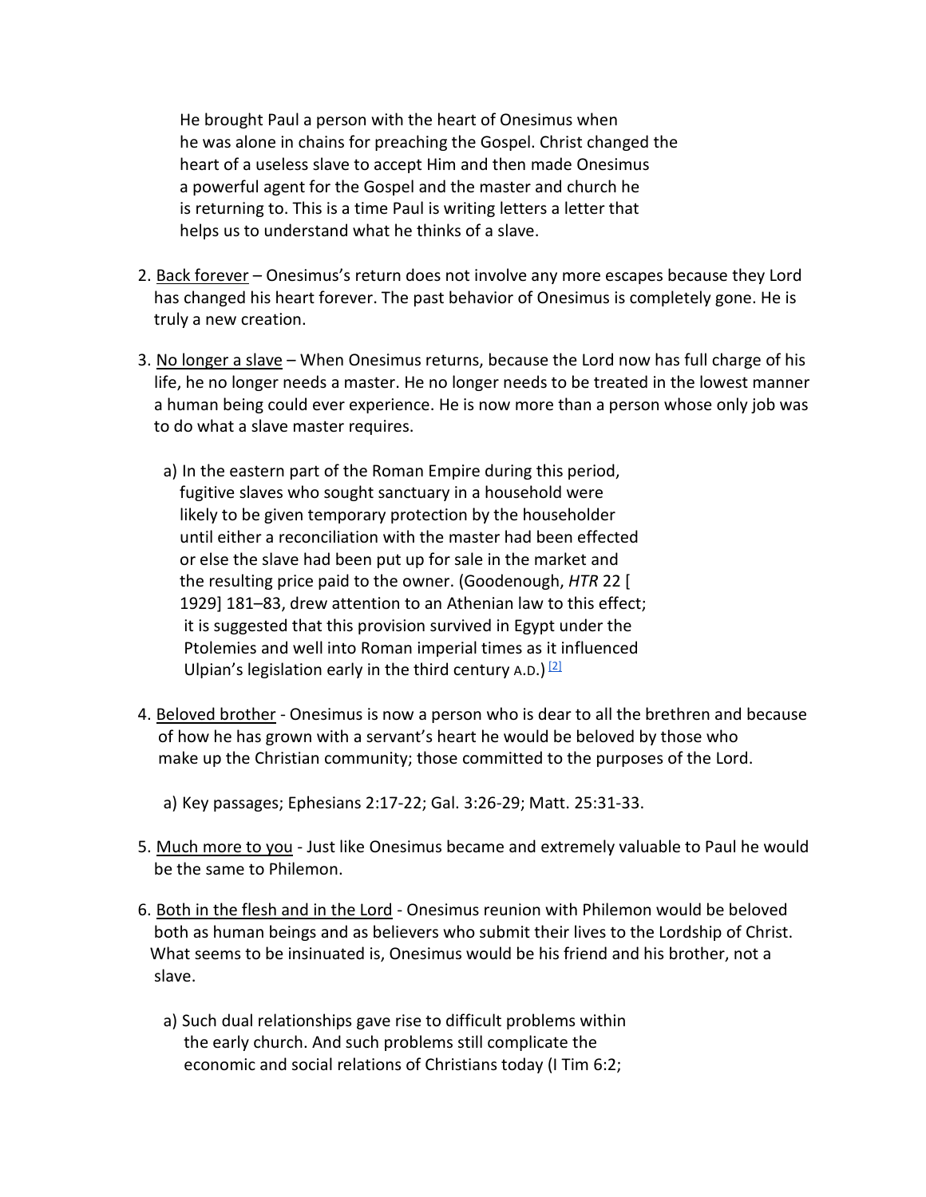He brought Paul a person with the heart of Onesimus when he was alone in chains for preaching the Gospel. Christ changed the heart of a useless slave to accept Him and then made Onesimus a powerful agent for the Gospel and the master and church he is returning to. This is a time Paul is writing letters a letter that helps us to understand what he thinks of a slave.

2. <u>Back forever</u> – Onesimus's return does not involve any more escapes because they Lord has changed his heart forever. The past behavior of Onesimus is completely gone. He is truly a new creation.

3. <u>No longer a slave</u> – When Onesimus returns, because the Lord now has full charge of his life, he no longer needs a master. He no longer needs to be treated in the lowest manner a human being could ever experience. He is now more than a person whose only job was to do what a slave master requires.

   a) In the eastern part of the Roman Empire during this period, fugitive slaves who sought sanctuary in a household were likely to be given temporary protection by the householder until either a reconciliation with the master had been effected or else the slave had been put up for sale in the market and the resulting price paid to the owner. (Goodenough, *HTR* 22 [ 1929] 181–83, drew attention to an Athenian law to this effect; it is suggested that this provision survived in Egypt under the Ptolemies and well into Roman imperial times as it influenced Ulpian's legislation early in the third century A.D.) [2]

4. <u>Beloved brother</u> - Onesimus is now a person who is dear to all the brethren and because of how he has grown with a servant's heart he would be beloved by those who make up the Christian community; those committed to the purposes of the Lord.

   a) Key passages; Ephesians 2:17-22; Gal. 3:26-29; Matt. 25:31-33.

5. <u>Much more to you</u> - Just like Onesimus became and extremely valuable to Paul he would be the same to Philemon.

6. <u>Both in the flesh and in the Lord</u> - Onesimus reunion with Philemon would be beloved both as human beings and as believers who submit their lives to the Lordship of Christ. What seems to be insinuated is, Onesimus would be his friend and his brother, not a slave.

   a) Such dual relationships gave rise to difficult problems within the early church. And such problems still complicate the economic and social relations of Christians today (I Tim 6:2;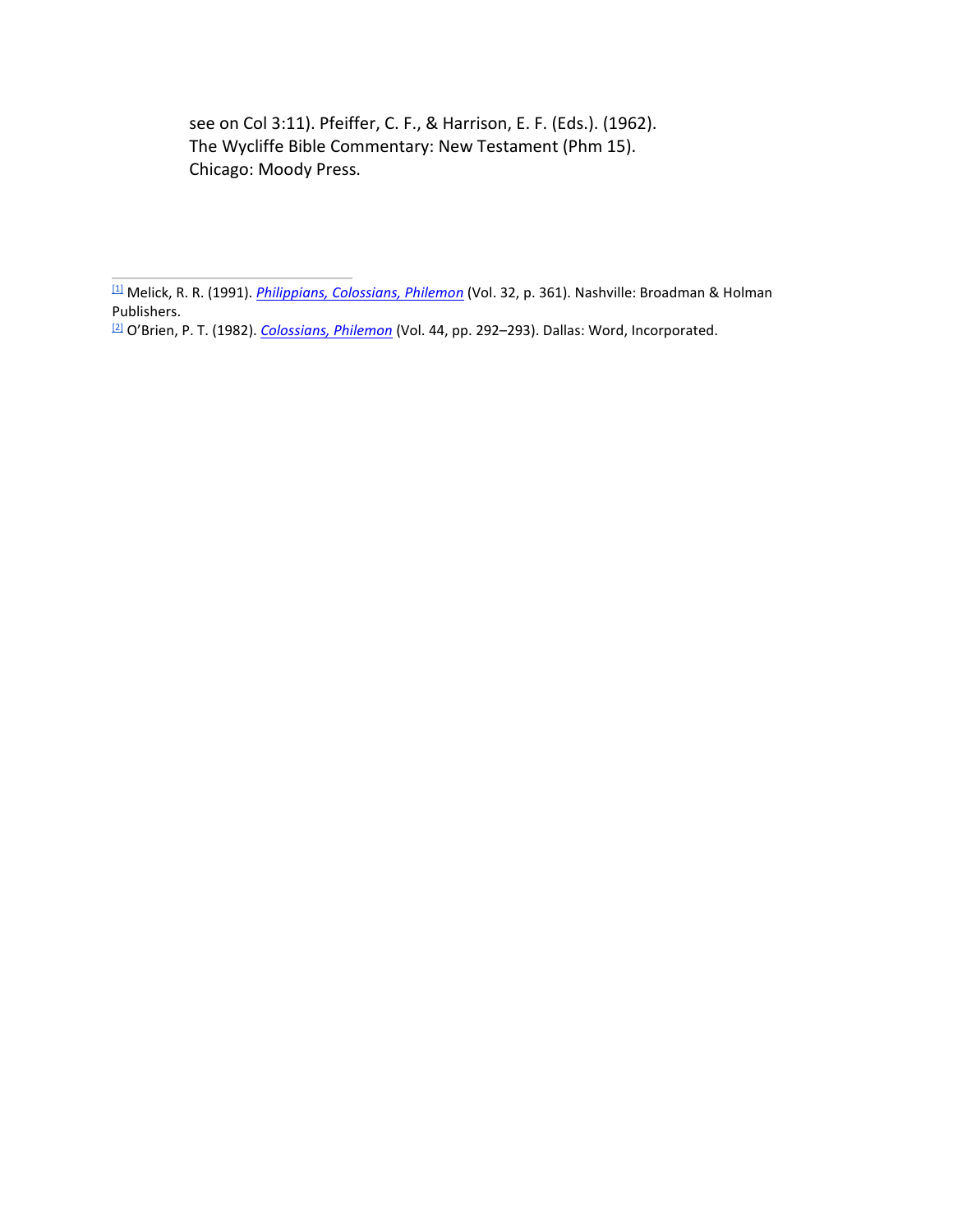see on Col 3:11). Pfeiffer, C. F., & Harrison, E. F. (Eds.). (1962). The Wycliffe Bible Commentary: New Testament (Phm 15). Chicago: Moody Press.

---

[1] Melick, R. R. (1991). *Philippians, Colossians, Philemon* (Vol. 32, p. 361). Nashville: Broadman & Holman Publishers.

[2] O'Brien, P. T. (1982). *Colossians, Philemon* (Vol. 44, pp. 292–293). Dallas: Word, Incorporated.